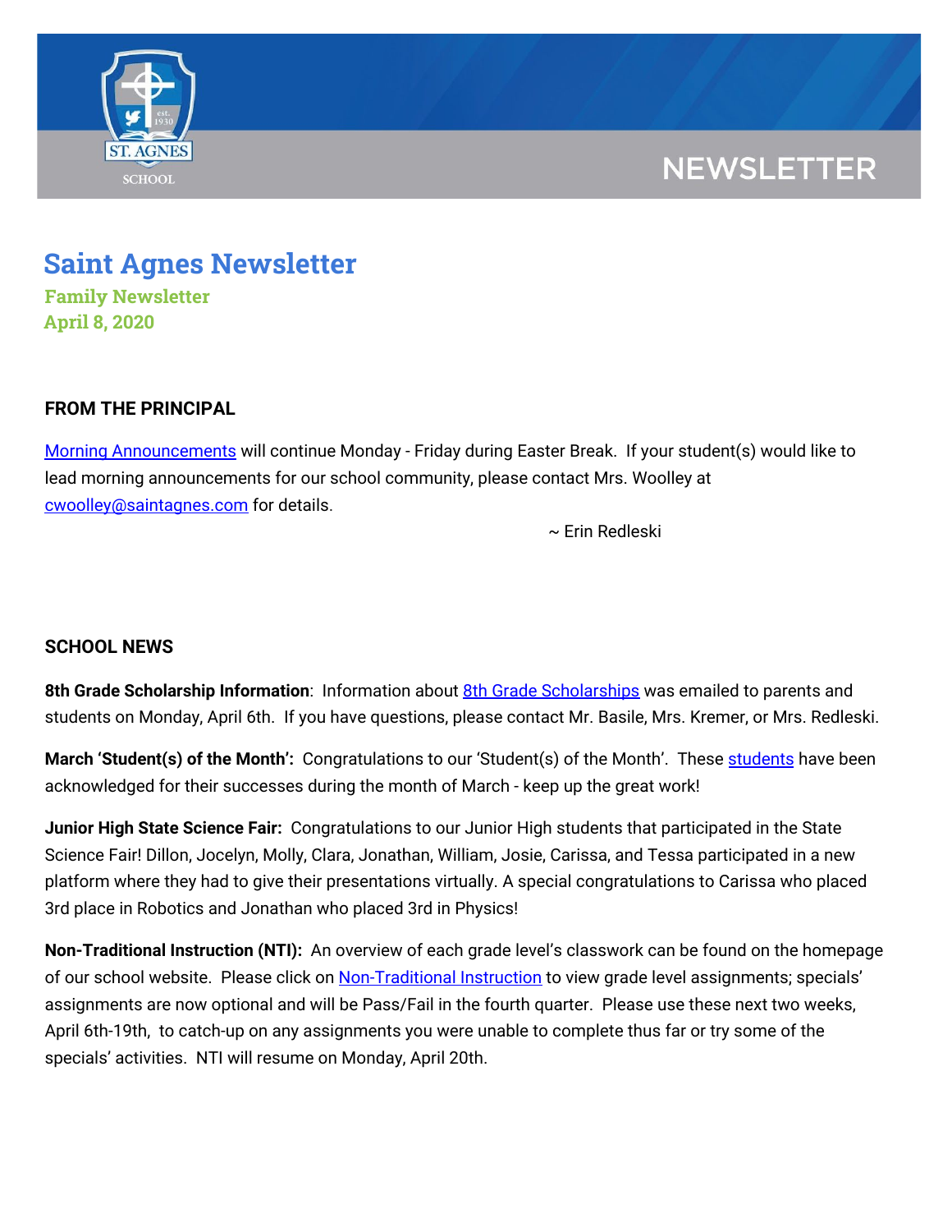NEWSLETTER

# Saint Agnes Newsletter

### Family Newsletter
### April 8, 2020

## FROM THE PRINCIPAL

[Morning Announcements](Morning Announcements) will continue Monday - Friday during Easter Break. If your student(s) would like to lead morning announcements for our school community, please contact Mrs. Woolley at cwoolley@saintagnes.com for details.

~ Erin Redleski

## SCHOOL NEWS

**8th Grade Scholarship Information**: Information about 8th Grade Scholarships was emailed to parents and students on Monday, April 6th. If you have questions, please contact Mr. Basile, Mrs. Kremer, or Mrs. Redleski.

**March 'Student(s) of the Month':** Congratulations to our 'Student(s) of the Month'. These students have been acknowledged for their successes during the month of March - keep up the great work!

**Junior High State Science Fair:** Congratulations to our Junior High students that participated in the State Science Fair! Dillon, Jocelyn, Molly, Clara, Jonathan, William, Josie, Carissa, and Tessa participated in a new platform where they had to give their presentations virtually. A special congratulations to Carissa who placed 3rd place in Robotics and Jonathan who placed 3rd in Physics!

**Non-Traditional Instruction (NTI):** An overview of each grade level's classwork can be found on the homepage of our school website. Please click on Non-Traditional Instruction to view grade level assignments; specials' assignments are now optional and will be Pass/Fail in the fourth quarter. Please use these next two weeks, April 6th-19th, to catch-up on any assignments you were unable to complete thus far or try some of the specials' activities. NTI will resume on Monday, April 20th.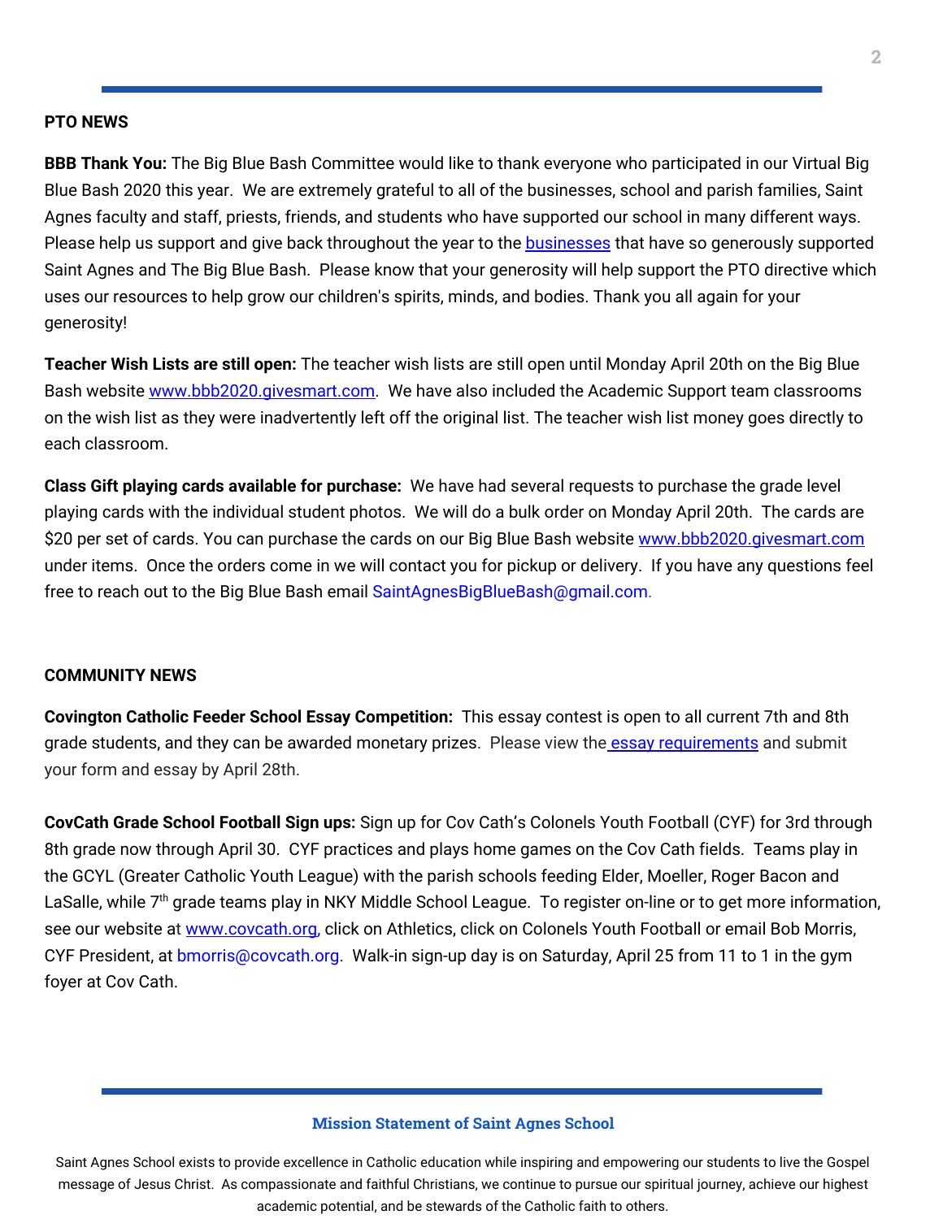## PTO NEWS

**BBB Thank You:** The Big Blue Bash Committee would like to thank everyone who participated in our Virtual Big Blue Bash 2020 this year. We are extremely grateful to all of the businesses, school and parish families, Saint Agnes faculty and staff, priests, friends, and students who have supported our school in many different ways. Please help us support and give back throughout the year to the businesses that have so generously supported Saint Agnes and The Big Blue Bash. Please know that your generosity will help support the PTO directive which uses our resources to help grow our children's spirits, minds, and bodies. Thank you all again for your generosity!

**Teacher Wish Lists are still open:** The teacher wish lists are still open until Monday April 20th on the Big Blue Bash website www.bbb2020.givesmart.com. We have also included the Academic Support team classrooms on the wish list as they were inadvertently left off the original list. The teacher wish list money goes directly to each classroom.

**Class Gift playing cards available for purchase:** We have had several requests to purchase the grade level playing cards with the individual student photos. We will do a bulk order on Monday April 20th. The cards are $20 per set of cards. You can purchase the cards on our Big Blue Bash website www.bbb2020.givesmart.com under items. Once the orders come in we will contact you for pickup or delivery. If you have any questions feel free to reach out to the Big Blue Bash email SaintAgnesBigBlueBash@gmail.com.

## COMMUNITY NEWS

**Covington Catholic Feeder School Essay Competition:** This essay contest is open to all current 7th and 8th grade students, and they can be awarded monetary prizes. Please view the essay requirements and submit your form and essay by April 28th.

**CovCath Grade School Football Sign ups:** Sign up for Cov Cath's Colonels Youth Football (CYF) for 3rd through 8th grade now through April 30. CYF practices and plays home games on the Cov Cath fields. Teams play in the GCYL (Greater Catholic Youth League) with the parish schools feeding Elder, Moeller, Roger Bacon and LaSalle, while 7th grade teams play in NKY Middle School League. To register on-line or to get more information, see our website at www.covcath.org, click on Athletics, click on Colonels Youth Football or email Bob Morris, CYF President, at bmorris@covcath.org. Walk-in sign-up day is on Saturday, April 25 from 11 to 1 in the gym foyer at Cov Cath.

### Mission Statement of Saint Agnes School

Saint Agnes School exists to provide excellence in Catholic education while inspiring and empowering our students to live the Gospel message of Jesus Christ. As compassionate and faithful Christians, we continue to pursue our spiritual journey, achieve our highest academic potential, and be stewards of the Catholic faith to others.